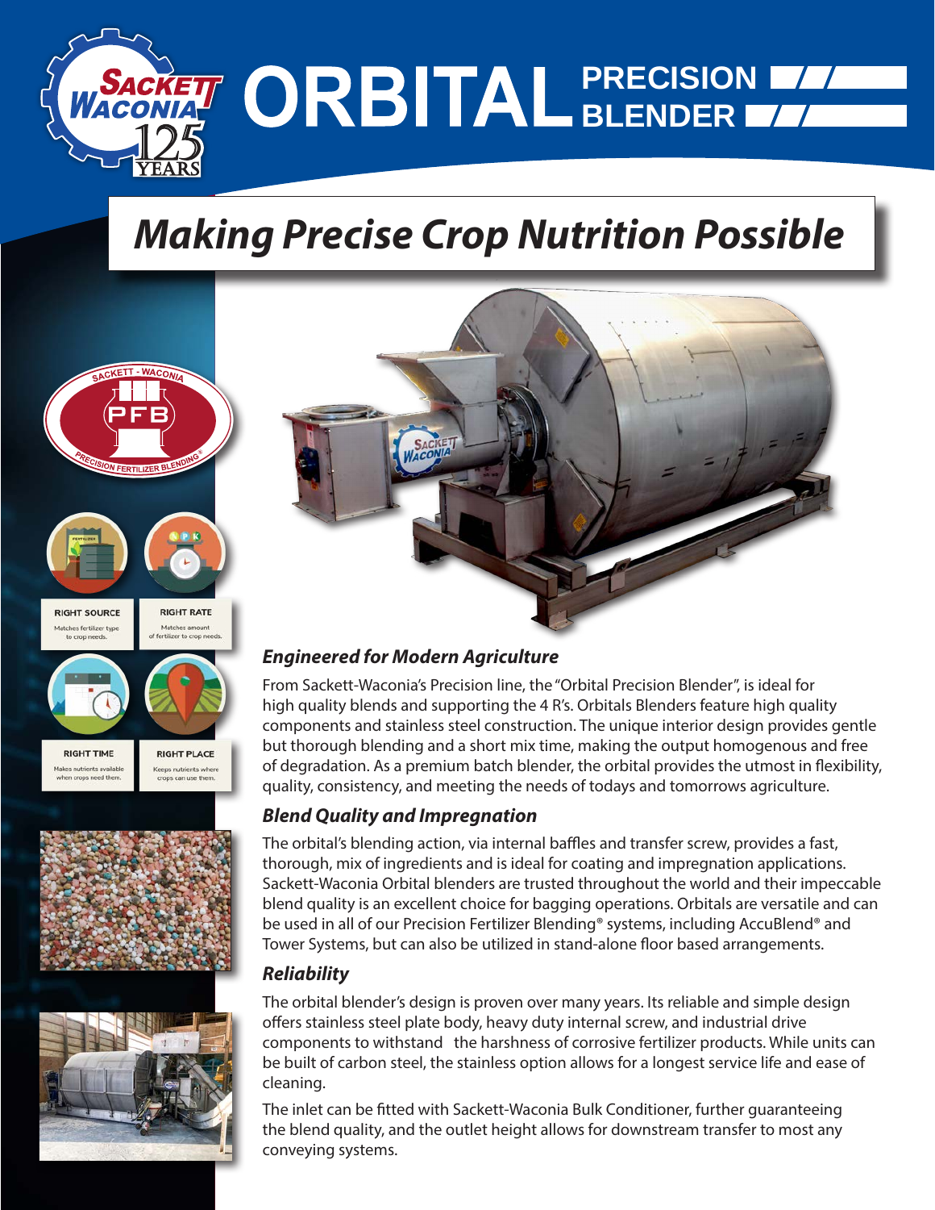# ORBITAL PRECISION BLENDER

## *Making Precise Crop Nutrition Possible*

**RIGHT SOURCE**
Matches fertilizer type to crop needs.

**RIGHT RATE**
Matches amount of fertilizer to crop needs.

**RIGHT TIME**
Makes nutrients available when crops need them.

**RIGHT PLACE**
Keeps nutrients where crops can use them.

### *Engineered for Modern Agriculture*

From Sackett-Waconia's Precision line, the "Orbital Precision Blender", is ideal for high quality blends and supporting the 4 R's. Orbitals Blenders feature high quality components and stainless steel construction. The unique interior design provides gentle but thorough blending and a short mix time, making the output homogenous and free of degradation. As a premium batch blender, the orbital provides the utmost in flexibility, quality, consistency, and meeting the needs of todays and tomorrows agriculture.

### *Blend Quality and Impregnation*

The orbital's blending action, via internal baffles and transfer screw, provides a fast, thorough, mix of ingredients and is ideal for coating and impregnation applications. Sackett-Waconia Orbital blenders are trusted throughout the world and their impeccable blend quality is an excellent choice for bagging operations. Orbitals are versatile and can be used in all of our Precision Fertilizer Blending® systems, including AccuBlend® and Tower Systems, but can also be utilized in stand-alone floor based arrangements.

### *Reliability*

The orbital blender's design is proven over many years. Its reliable and simple design offers stainless steel plate body, heavy duty internal screw, and industrial drive components to withstand the harshness of corrosive fertilizer products. While units can be built of carbon steel, the stainless option allows for a longest service life and ease of cleaning.

The inlet can be fitted with Sackett-Waconia Bulk Conditioner, further guaranteeing the blend quality, and the outlet height allows for downstream transfer to most any conveying systems.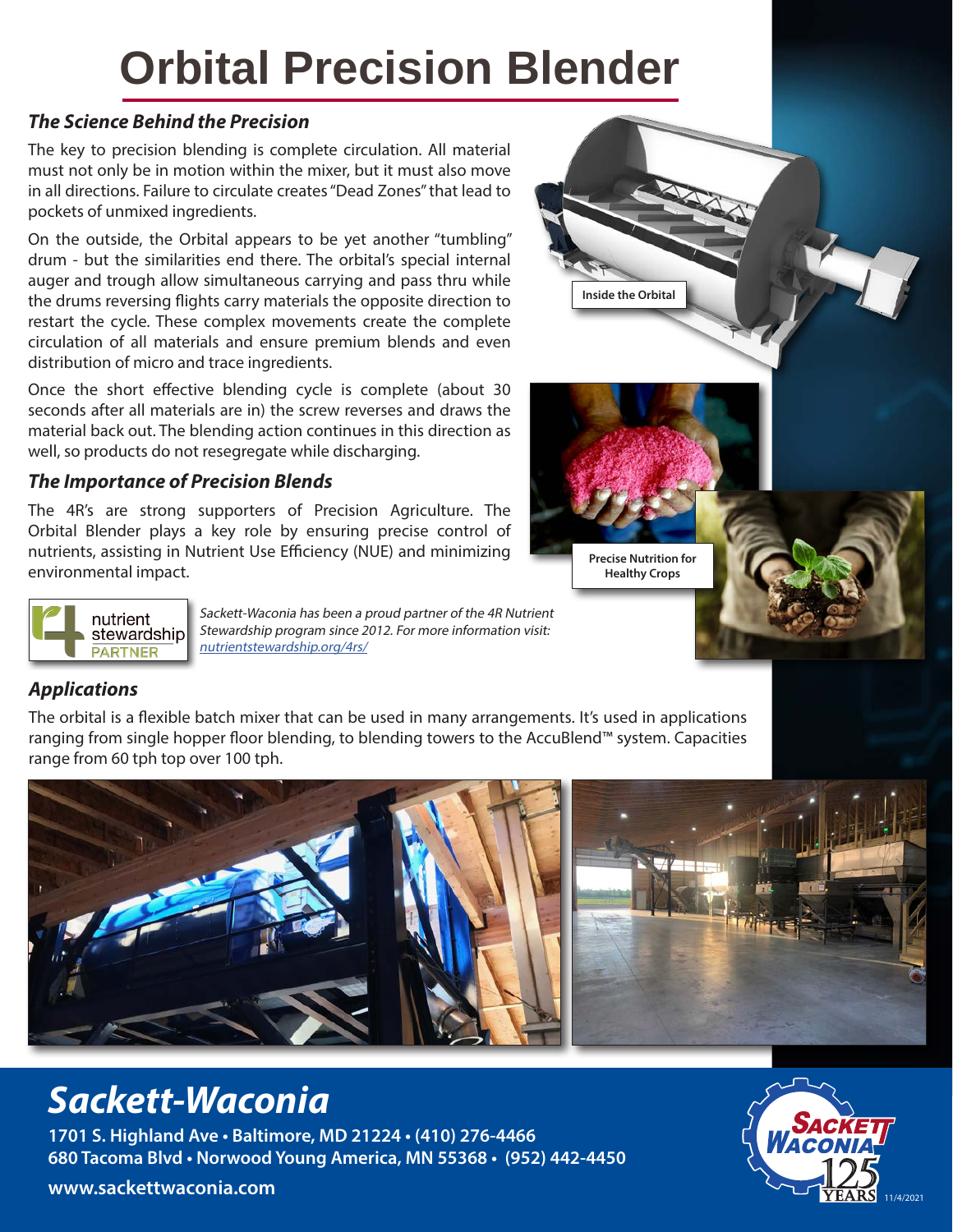# Orbital Precision Blender

### *The Science Behind the Precision*

The key to precision blending is complete circulation. All material must not only be in motion within the mixer, but it must also move in all directions. Failure to circulate creates "Dead Zones" that lead to pockets of unmixed ingredients.

On the outside, the Orbital appears to be yet another "tumbling" drum - but the similarities end there. The orbital's special internal auger and trough allow simultaneous carrying and pass thru while the drums reversing flights carry materials the opposite direction to restart the cycle. These complex movements create the complete circulation of all materials and ensure premium blends and even distribution of micro and trace ingredients.

Once the short effective blending cycle is complete (about 30 seconds after all materials are in) the screw reverses and draws the material back out. The blending action continues in this direction as well, so products do not resegregate while discharging.

Inside the Orbital

### *The Importance of Precision Blends*

The 4R's are strong supporters of Precision Agriculture. The Orbital Blender plays a key role by ensuring precise control of nutrients, assisting in Nutrient Use Efficiency (NUE) and minimizing environmental impact.

Precise Nutrition for Healthy Crops

nutrient stewardship PARTNER

*Sackett-Waconia has been a proud partner of the 4R Nutrient Stewardship program since 2012. For more information visit: nutrientstewardship.org/4rs/*

### *Applications*

The orbital is a flexible batch mixer that can be used in many arrangements. It's used in applications ranging from single hopper floor blending, to blending towers to the AccuBlend™ system. Capacities range from 60 tph top over 100 tph.

## *Sackett-Waconia*

**1701 S. Highland Ave • Baltimore, MD 21224 • (410) 276-4466**
**680 Tacoma Blvd • Norwood Young America, MN 55368 • (952) 442-4450**

**www.sackettwaconia.com**

SACKETT WACONIA 125 YEARS

11/4/2021